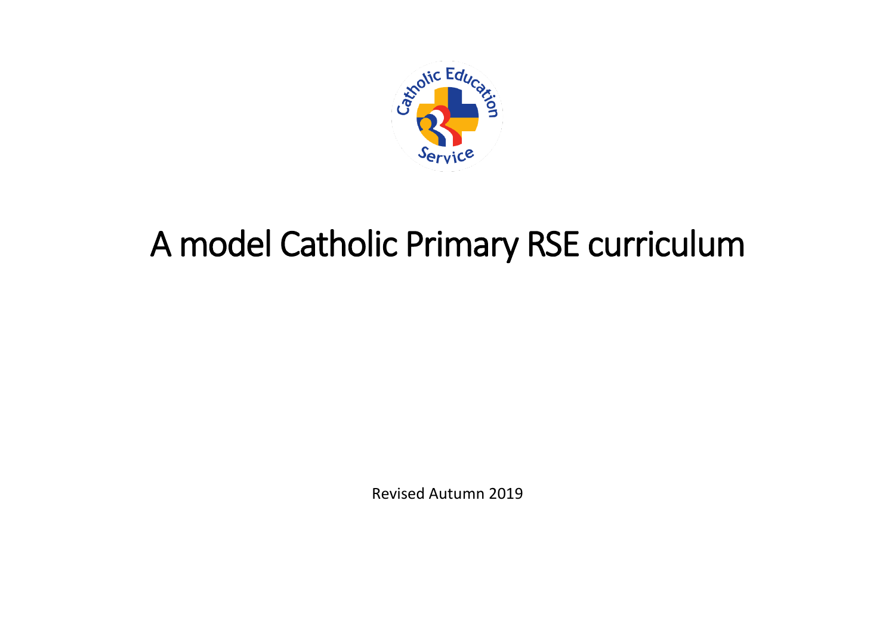# A model Catholic Primary RSE curriculum

Revised Autumn 2019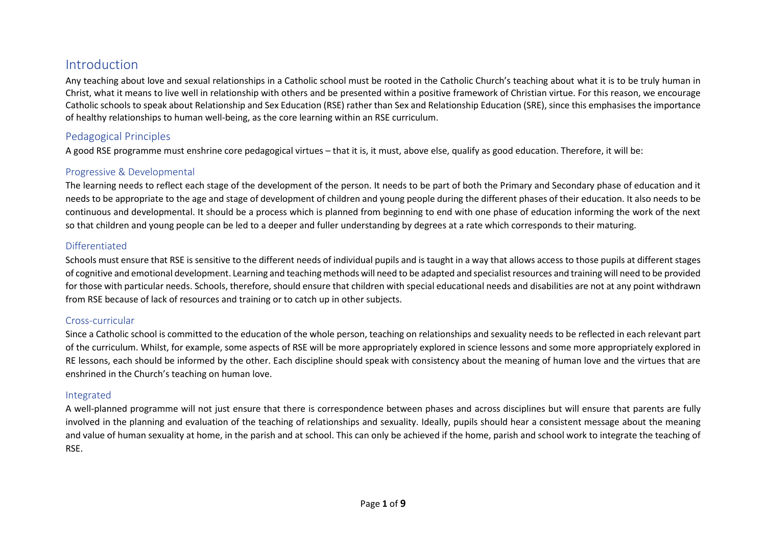# Introduction

Any teaching about love and sexual relationships in a Catholic school must be rooted in the Catholic Church's teaching about what it is to be truly human in Christ, what it means to live well in relationship with others and be presented within a positive framework of Christian virtue. For this reason, we encourage Catholic schools to speak about Relationship and Sex Education (RSE) rather than Sex and Relationship Education (SRE), since this emphasises the importance of healthy relationships to human well-being, as the core learning within an RSE curriculum.

## Pedagogical Principles

A good RSE programme must enshrine core pedagogical virtues – that it is, it must, above else, qualify as good education. Therefore, it will be:

### Progressive & Developmental

The learning needs to reflect each stage of the development of the person. It needs to be part of both the Primary and Secondary phase of education and it needs to be appropriate to the age and stage of development of children and young people during the different phases of their education. It also needs to be continuous and developmental. It should be a process which is planned from beginning to end with one phase of education informing the work of the next so that children and young people can be led to a deeper and fuller understanding by degrees at a rate which corresponds to their maturing.

### Differentiated

Schools must ensure that RSE is sensitive to the different needs of individual pupils and is taught in a way that allows access to those pupils at different stages of cognitive and emotional development. Learning and teaching methods will need to be adapted and specialist resources and training will need to be provided for those with particular needs. Schools, therefore, should ensure that children with special educational needs and disabilities are not at any point withdrawn from RSE because of lack of resources and training or to catch up in other subjects.

### Cross-curricular

Since a Catholic school is committed to the education of the whole person, teaching on relationships and sexuality needs to be reflected in each relevant part of the curriculum. Whilst, for example, some aspects of RSE will be more appropriately explored in science lessons and some more appropriately explored in RE lessons, each should be informed by the other. Each discipline should speak with consistency about the meaning of human love and the virtues that are enshrined in the Church's teaching on human love.

### Integrated

A well-planned programme will not just ensure that there is correspondence between phases and across disciplines but will ensure that parents are fully involved in the planning and evaluation of the teaching of relationships and sexuality. Ideally, pupils should hear a consistent message about the meaning and value of human sexuality at home, in the parish and at school. This can only be achieved if the home, parish and school work to integrate the teaching of RSE.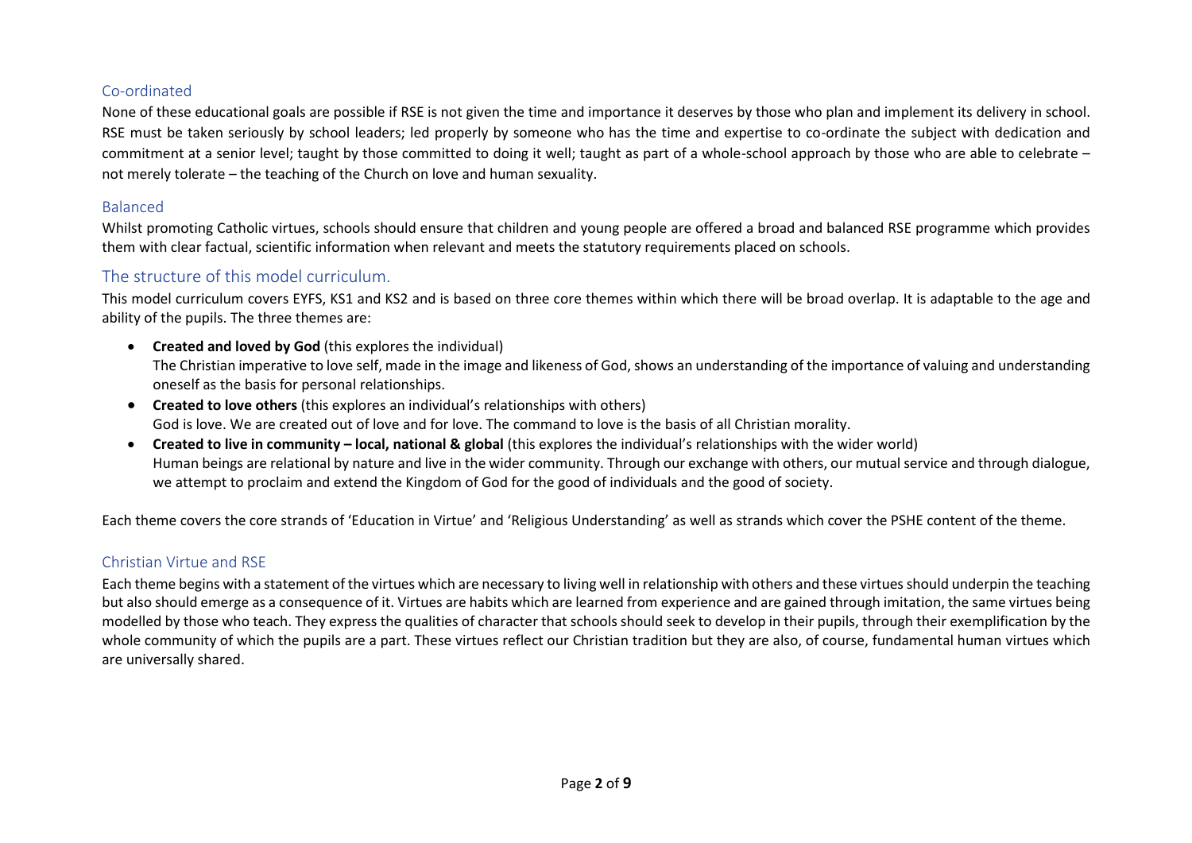## Co-ordinated

None of these educational goals are possible if RSE is not given the time and importance it deserves by those who plan and implement its delivery in school. RSE must be taken seriously by school leaders; led properly by someone who has the time and expertise to co-ordinate the subject with dedication and commitment at a senior level; taught by those committed to doing it well; taught as part of a whole-school approach by those who are able to celebrate – not merely tolerate – the teaching of the Church on love and human sexuality.

## Balanced

Whilst promoting Catholic virtues, schools should ensure that children and young people are offered a broad and balanced RSE programme which provides them with clear factual, scientific information when relevant and meets the statutory requirements placed on schools.

## The structure of this model curriculum.

This model curriculum covers EYFS, KS1 and KS2 and is based on three core themes within which there will be broad overlap. It is adaptable to the age and ability of the pupils. The three themes are:

- **Created and loved by God** (this explores the individual)
  The Christian imperative to love self, made in the image and likeness of God, shows an understanding of the importance of valuing and understanding oneself as the basis for personal relationships.
- **Created to love others** (this explores an individual's relationships with others)
  God is love. We are created out of love and for love. The command to love is the basis of all Christian morality.
- **Created to live in community – local, national & global** (this explores the individual's relationships with the wider world)
  Human beings are relational by nature and live in the wider community. Through our exchange with others, our mutual service and through dialogue, we attempt to proclaim and extend the Kingdom of God for the good of individuals and the good of society.

Each theme covers the core strands of 'Education in Virtue' and 'Religious Understanding' as well as strands which cover the PSHE content of the theme.

## Christian Virtue and RSE

Each theme begins with a statement of the virtues which are necessary to living well in relationship with others and these virtues should underpin the teaching but also should emerge as a consequence of it. Virtues are habits which are learned from experience and are gained through imitation, the same virtues being modelled by those who teach. They express the qualities of character that schools should seek to develop in their pupils, through their exemplification by the whole community of which the pupils are a part. These virtues reflect our Christian tradition but they are also, of course, fundamental human virtues which are universally shared.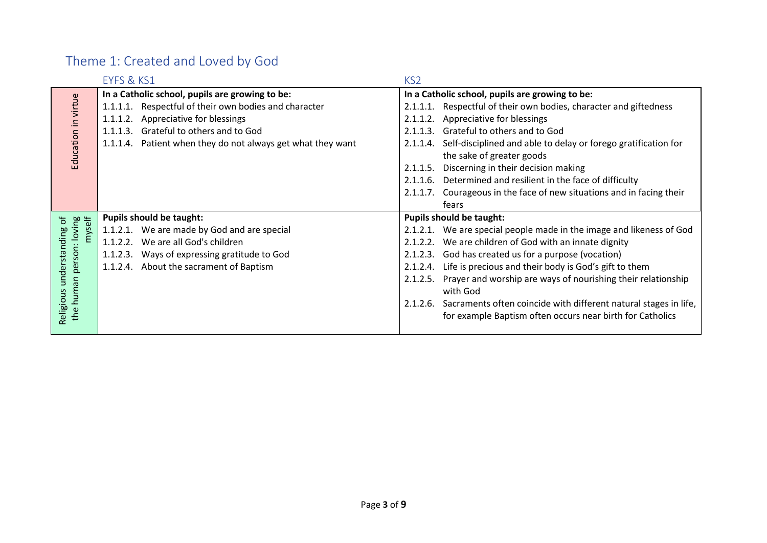## Theme 1: Created and Loved by God

| | EYFS & KS1 | KS2 |
|---|---|---|
| Education in virtue | **In a Catholic school, pupils are growing to be:**<br>1.1.1.1. Respectful of their own bodies and character<br>1.1.1.2. Appreciative for blessings<br>1.1.1.3. Grateful to others and to God<br>1.1.1.4. Patient when they do not always get what they want | **In a Catholic school, pupils are growing to be:**<br>2.1.1.1. Respectful of their own bodies, character and giftedness<br>2.1.1.2. Appreciative for blessings<br>2.1.1.3. Grateful to others and to God<br>2.1.1.4. Self-disciplined and able to delay or forego gratification for the sake of greater goods<br>2.1.1.5. Discerning in their decision making<br>2.1.1.6. Determined and resilient in the face of difficulty<br>2.1.1.7. Courageous in the face of new situations and in facing their fears |
| Religious understanding of the human person: loving myself | **Pupils should be taught:**<br>1.1.2.1. We are made by God and are special<br>1.1.2.2. We are all God's children<br>1.1.2.3. Ways of expressing gratitude to God<br>1.1.2.4. About the sacrament of Baptism | **Pupils should be taught:**<br>2.1.2.1. We are special people made in the image and likeness of God<br>2.1.2.2. We are children of God with an innate dignity<br>2.1.2.3. God has created us for a purpose (vocation)<br>2.1.2.4. Life is precious and their body is God's gift to them<br>2.1.2.5. Prayer and worship are ways of nourishing their relationship with God<br>2.1.2.6. Sacraments often coincide with different natural stages in life, for example Baptism often occurs near birth for Catholics |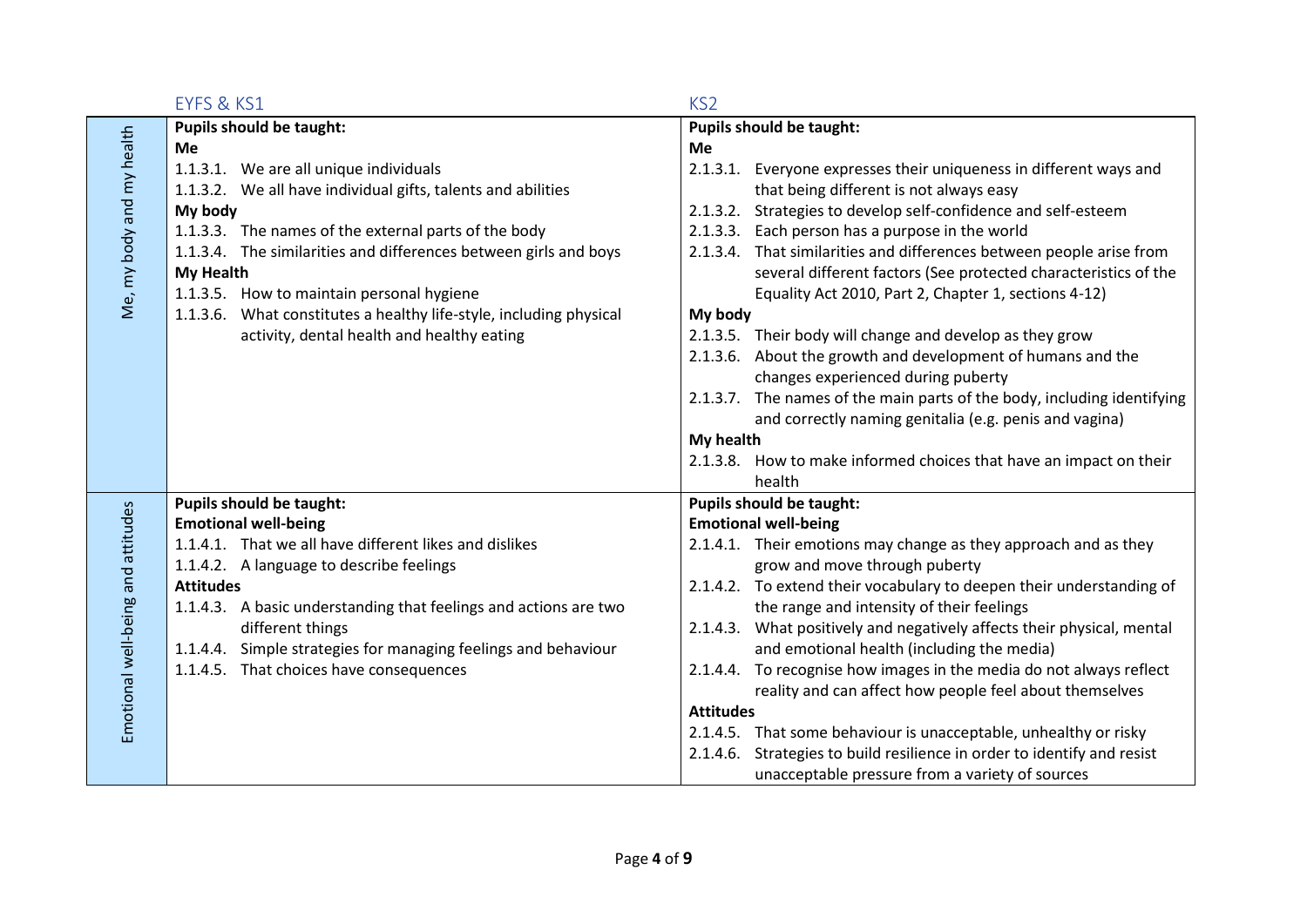| | EYFS & KS1 | KS2 |
|---|---|---|
| Me, my body and my health | **Pupils should be taught:**<br>**Me**<br>1.1.3.1. We are all unique individuals<br>1.1.3.2. We all have individual gifts, talents and abilities<br>**My body**<br>1.1.3.3. The names of the external parts of the body<br>1.1.3.4. The similarities and differences between girls and boys<br>**My Health**<br>1.1.3.5. How to maintain personal hygiene<br>1.1.3.6. What constitutes a healthy life-style, including physical activity, dental health and healthy eating | **Pupils should be taught:**<br>**Me**<br>2.1.3.1. Everyone expresses their uniqueness in different ways and that being different is not always easy<br>2.1.3.2. Strategies to develop self-confidence and self-esteem<br>2.1.3.3. Each person has a purpose in the world<br>2.1.3.4. That similarities and differences between people arise from several different factors (See protected characteristics of the Equality Act 2010, Part 2, Chapter 1, sections 4-12)<br>**My body**<br>2.1.3.5. Their body will change and develop as they grow<br>2.1.3.6. About the growth and development of humans and the changes experienced during puberty<br>2.1.3.7. The names of the main parts of the body, including identifying and correctly naming genitalia (e.g. penis and vagina)<br>**My health**<br>2.1.3.8. How to make informed choices that have an impact on their health |
| Emotional well-being and attitudes | **Pupils should be taught:**<br>**Emotional well-being**<br>1.1.4.1. That we all have different likes and dislikes<br>1.1.4.2. A language to describe feelings<br>**Attitudes**<br>1.1.4.3. A basic understanding that feelings and actions are two different things<br>1.1.4.4. Simple strategies for managing feelings and behaviour<br>1.1.4.5. That choices have consequences | **Pupils should be taught:**<br>**Emotional well-being**<br>2.1.4.1. Their emotions may change as they approach and as they grow and move through puberty<br>2.1.4.2. To extend their vocabulary to deepen their understanding of the range and intensity of their feelings<br>2.1.4.3. What positively and negatively affects their physical, mental and emotional health (including the media)<br>2.1.4.4. To recognise how images in the media do not always reflect reality and can affect how people feel about themselves<br>**Attitudes**<br>2.1.4.5. That some behaviour is unacceptable, unhealthy or risky<br>2.1.4.6. Strategies to build resilience in order to identify and resist unacceptable pressure from a variety of sources |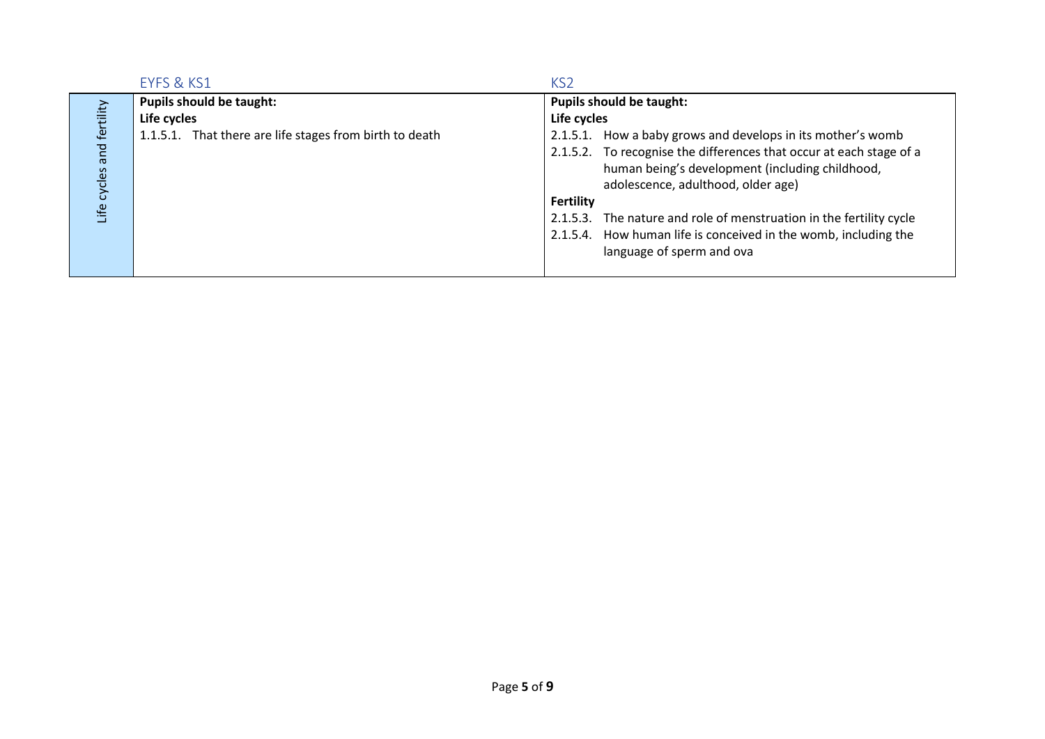| | EYFS & KS1 | KS2 |
|---|---|---|
| Life cycles and fertility | **Pupils should be taught:**<br>**Life cycles**<br>1.1.5.1. That there are life stages from birth to death | **Pupils should be taught:**<br>**Life cycles**<br>2.1.5.1. How a baby grows and develops in its mother's womb<br>2.1.5.2. To recognise the differences that occur at each stage of a human being's development (including childhood, adolescence, adulthood, older age)<br>**Fertility**<br>2.1.5.3. The nature and role of menstruation in the fertility cycle<br>2.1.5.4. How human life is conceived in the womb, including the language of sperm and ova |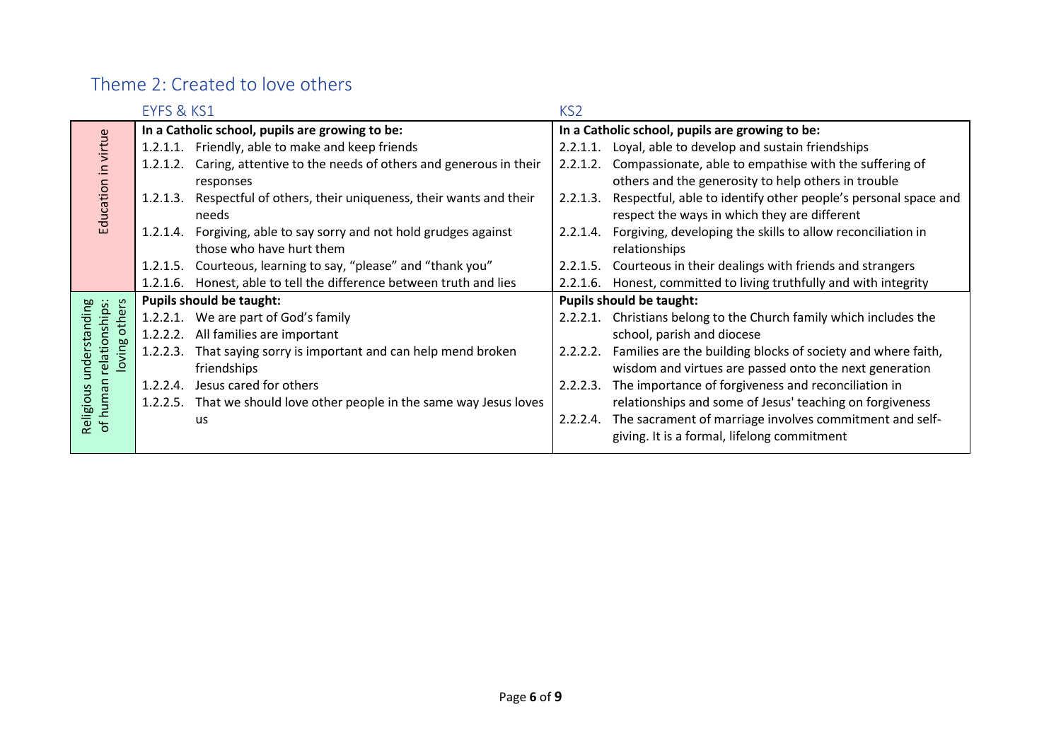## Theme 2: Created to love others

| | EYFS & KS1 | KS2 |
|---|---|---|
| Education in virtue | **In a Catholic school, pupils are growing to be:**<br>1.2.1.1. Friendly, able to make and keep friends<br>1.2.1.2. Caring, attentive to the needs of others and generous in their responses<br>1.2.1.3. Respectful of others, their uniqueness, their wants and their needs<br>1.2.1.4. Forgiving, able to say sorry and not hold grudges against those who have hurt them<br>1.2.1.5. Courteous, learning to say, "please" and "thank you"<br>1.2.1.6. Honest, able to tell the difference between truth and lies | **In a Catholic school, pupils are growing to be:**<br>2.2.1.1. Loyal, able to develop and sustain friendships<br>2.2.1.2. Compassionate, able to empathise with the suffering of others and the generosity to help others in trouble<br>2.2.1.3. Respectful, able to identify other people's personal space and respect the ways in which they are different<br>2.2.1.4. Forgiving, developing the skills to allow reconciliation in relationships<br>2.2.1.5. Courteous in their dealings with friends and strangers<br>2.2.1.6. Honest, committed to living truthfully and with integrity |
| Religious understanding of human relationships: loving others | **Pupils should be taught:**<br>1.2.2.1. We are part of God's family<br>1.2.2.2. All families are important<br>1.2.2.3. That saying sorry is important and can help mend broken friendships<br>1.2.2.4. Jesus cared for others<br>1.2.2.5. That we should love other people in the same way Jesus loves us | **Pupils should be taught:**<br>2.2.2.1. Christians belong to the Church family which includes the school, parish and diocese<br>2.2.2.2. Families are the building blocks of society and where faith, wisdom and virtues are passed onto the next generation<br>2.2.2.3. The importance of forgiveness and reconciliation in relationships and some of Jesus' teaching on forgiveness<br>2.2.2.4. The sacrament of marriage involves commitment and self-giving. It is a formal, lifelong commitment |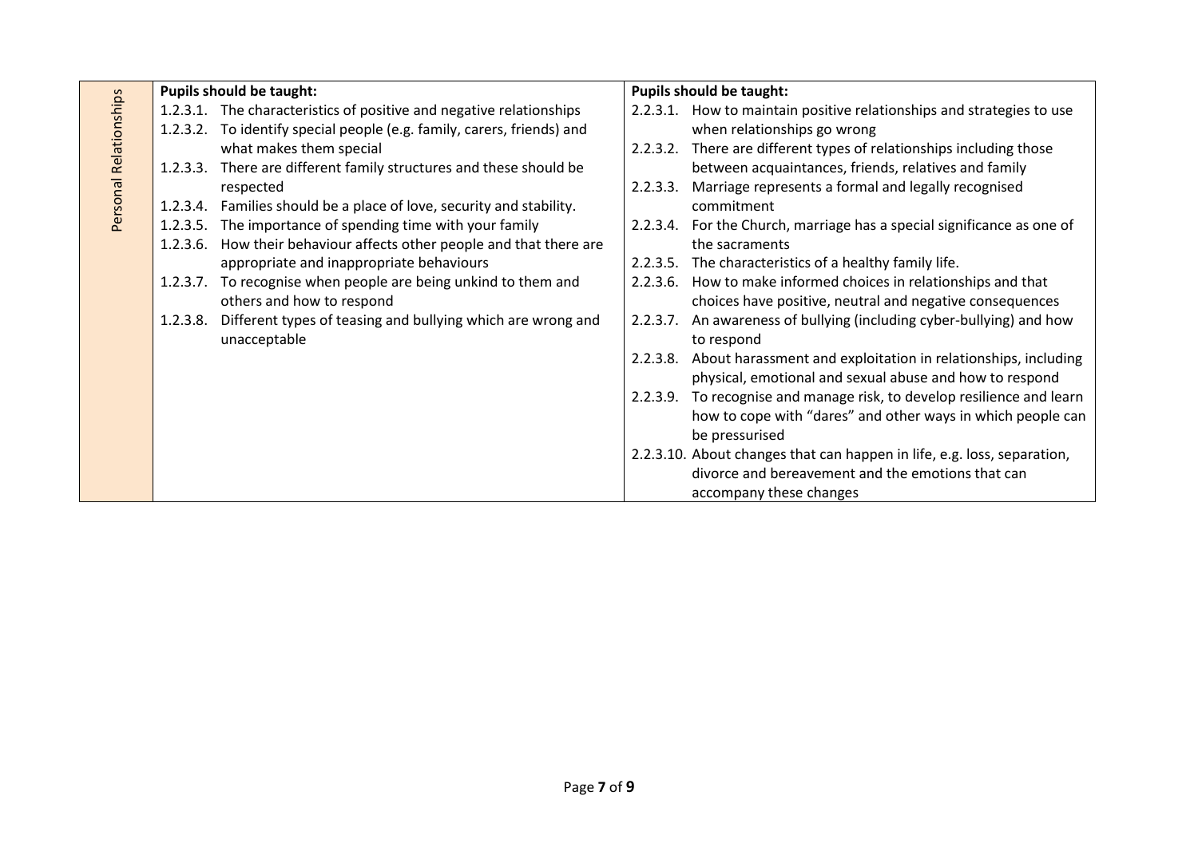| Personal Relationships | Pupils should be taught: | Pupils should be taught: |
|---|---|---|
| | 1.2.3.1. The characteristics of positive and negative relationships<br>1.2.3.2. To identify special people (e.g. family, carers, friends) and what makes them special<br>1.2.3.3. There are different family structures and these should be respected<br>1.2.3.4. Families should be a place of love, security and stability.<br>1.2.3.5. The importance of spending time with your family<br>1.2.3.6. How their behaviour affects other people and that there are appropriate and inappropriate behaviours<br>1.2.3.7. To recognise when people are being unkind to them and others and how to respond<br>1.2.3.8. Different types of teasing and bullying which are wrong and unacceptable | 2.2.3.1. How to maintain positive relationships and strategies to use when relationships go wrong<br>2.2.3.2. There are different types of relationships including those between acquaintances, friends, relatives and family<br>2.2.3.3. Marriage represents a formal and legally recognised commitment<br>2.2.3.4. For the Church, marriage has a special significance as one of the sacraments<br>2.2.3.5. The characteristics of a healthy family life.<br>2.2.3.6. How to make informed choices in relationships and that choices have positive, neutral and negative consequences<br>2.2.3.7. An awareness of bullying (including cyber-bullying) and how to respond<br>2.2.3.8. About harassment and exploitation in relationships, including physical, emotional and sexual abuse and how to respond<br>2.2.3.9. To recognise and manage risk, to develop resilience and learn how to cope with "dares" and other ways in which people can be pressurised<br>2.2.3.10. About changes that can happen in life, e.g. loss, separation, divorce and bereavement and the emotions that can accompany these changes |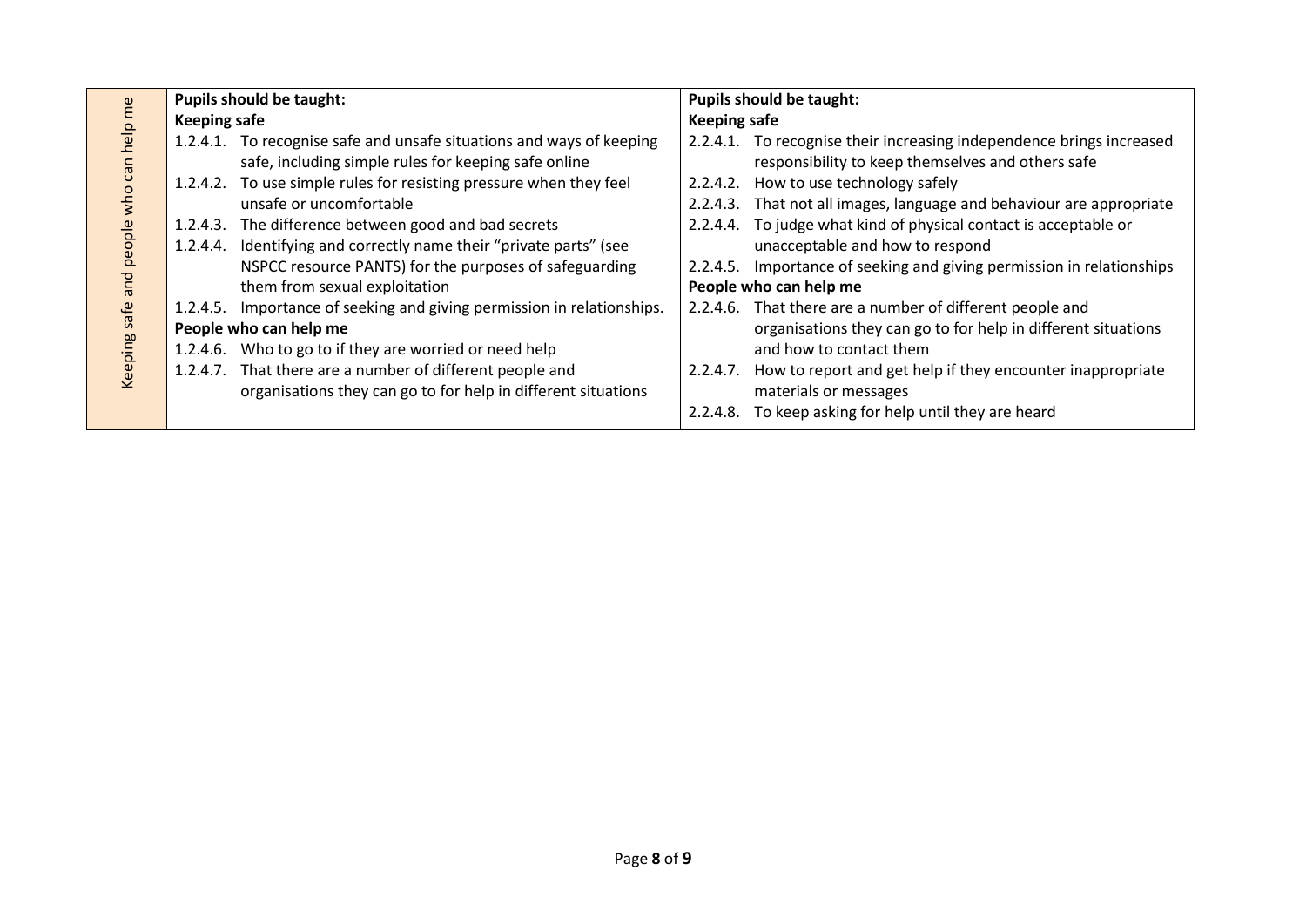| Keeping safe and people who can help me | **Pupils should be taught:**<br>**Keeping safe**<br>1.2.4.1. To recognise safe and unsafe situations and ways of keeping safe, including simple rules for keeping safe online<br>1.2.4.2. To use simple rules for resisting pressure when they feel unsafe or uncomfortable<br>1.2.4.3. The difference between good and bad secrets<br>1.2.4.4. Identifying and correctly name their "private parts" (see NSPCC resource PANTS) for the purposes of safeguarding them from sexual exploitation<br>1.2.4.5. Importance of seeking and giving permission in relationships.<br>**People who can help me**<br>1.2.4.6. Who to go to if they are worried or need help<br>1.2.4.7. That there are a number of different people and organisations they can go to for help in different situations | **Pupils should be taught:**<br>**Keeping safe**<br>2.2.4.1. To recognise their increasing independence brings increased responsibility to keep themselves and others safe<br>2.2.4.2. How to use technology safely<br>2.2.4.3. That not all images, language and behaviour are appropriate<br>2.2.4.4. To judge what kind of physical contact is acceptable or unacceptable and how to respond<br>2.2.4.5. Importance of seeking and giving permission in relationships<br>**People who can help me**<br>2.2.4.6. That there are a number of different people and organisations they can go to for help in different situations and how to contact them<br>2.2.4.7. How to report and get help if they encounter inappropriate materials or messages<br>2.2.4.8. To keep asking for help until they are heard |
|---|---|---|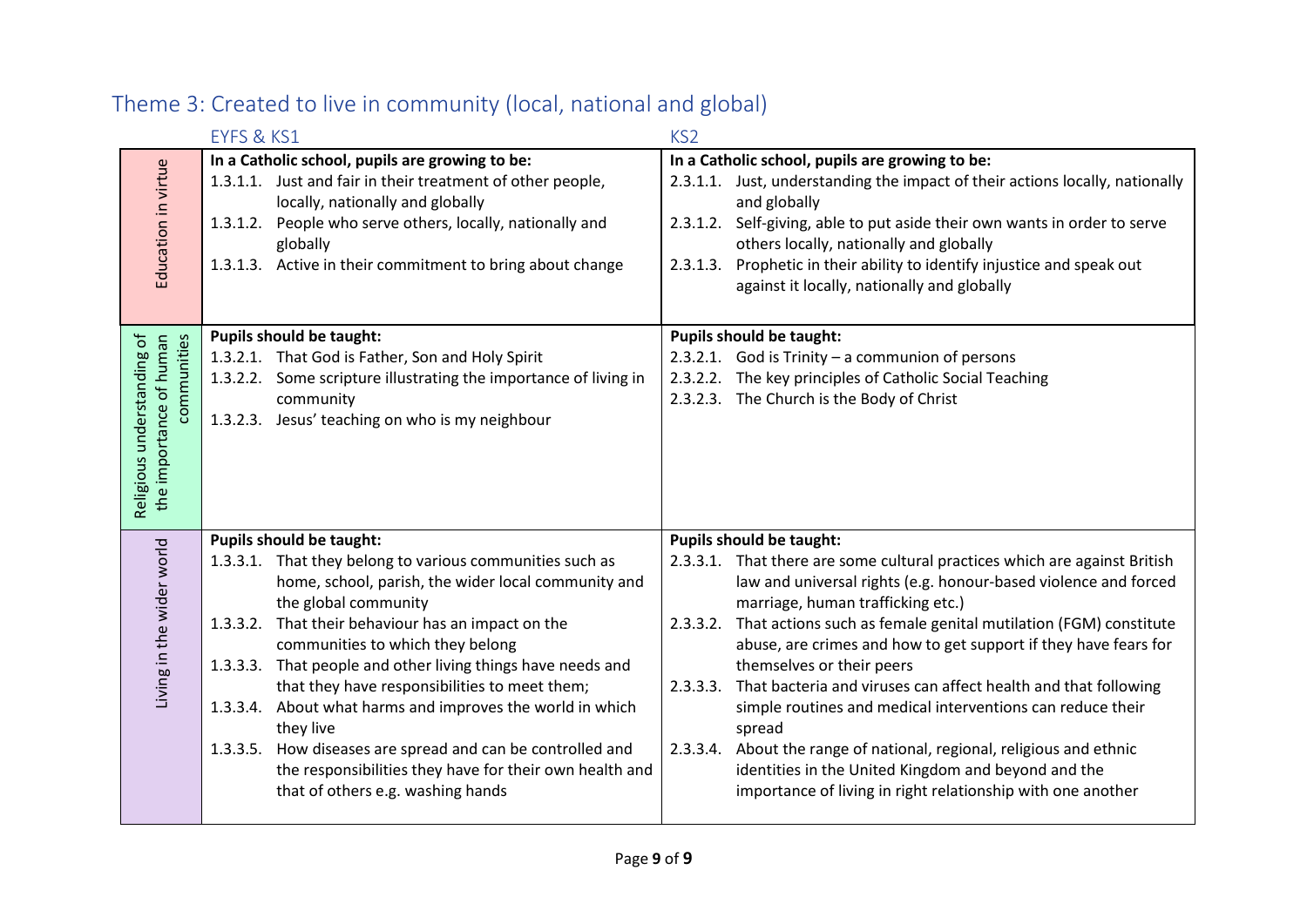## Theme 3: Created to live in community (local, national and global)

| | EYFS & KS1 | KS2 |
|---|---|---|
| Education in virtue | **In a Catholic school, pupils are growing to be:**<br>1.3.1.1. Just and fair in their treatment of other people, locally, nationally and globally<br>1.3.1.2. People who serve others, locally, nationally and globally<br>1.3.1.3. Active in their commitment to bring about change | **In a Catholic school, pupils are growing to be:**<br>2.3.1.1. Just, understanding the impact of their actions locally, nationally and globally<br>2.3.1.2. Self-giving, able to put aside their own wants in order to serve others locally, nationally and globally<br>2.3.1.3. Prophetic in their ability to identify injustice and speak out against it locally, nationally and globally |
| Religious understanding of the importance of human communities | **Pupils should be taught:**<br>1.3.2.1. That God is Father, Son and Holy Spirit<br>1.3.2.2. Some scripture illustrating the importance of living in community<br>1.3.2.3. Jesus' teaching on who is my neighbour | **Pupils should be taught:**<br>2.3.2.1. God is Trinity – a communion of persons<br>2.3.2.2. The key principles of Catholic Social Teaching<br>2.3.2.3. The Church is the Body of Christ |
| Living in the wider world | **Pupils should be taught:**<br>1.3.3.1. That they belong to various communities such as home, school, parish, the wider local community and the global community<br>1.3.3.2. That their behaviour has an impact on the communities to which they belong<br>1.3.3.3. That people and other living things have needs and that they have responsibilities to meet them;<br>1.3.3.4. About what harms and improves the world in which they live<br>1.3.3.5. How diseases are spread and can be controlled and the responsibilities they have for their own health and that of others e.g. washing hands | **Pupils should be taught:**<br>2.3.3.1. That there are some cultural practices which are against British law and universal rights (e.g. honour-based violence and forced marriage, human trafficking etc.)<br>2.3.3.2. That actions such as female genital mutilation (FGM) constitute abuse, are crimes and how to get support if they have fears for themselves or their peers<br>2.3.3.3. That bacteria and viruses can affect health and that following simple routines and medical interventions can reduce their spread<br>2.3.3.4. About the range of national, regional, religious and ethnic identities in the United Kingdom and beyond and the importance of living in right relationship with one another |